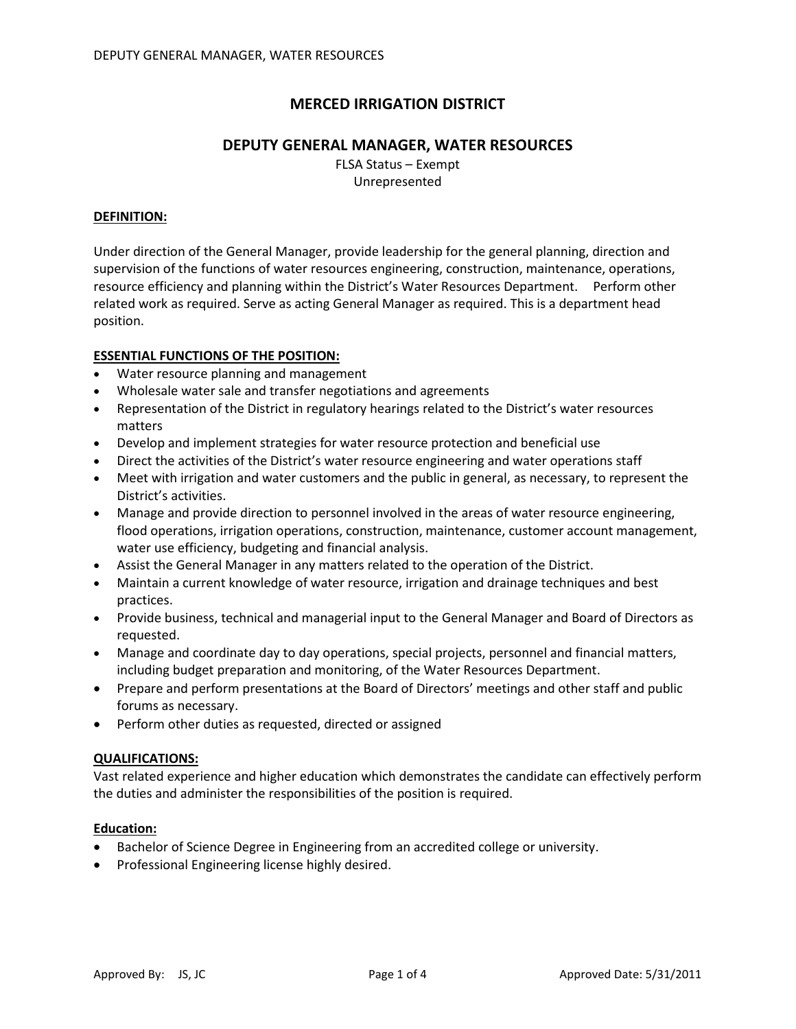# MERCED IRRIGATION DISTRICT

## DEPUTY GENERAL MANAGER, WATER RESOURCES

FLSA Status – Exempt
Unrepresented

**DEFINITION:**

Under direction of the General Manager, provide leadership for the general planning, direction and supervision of the functions of water resources engineering, construction, maintenance, operations, resource efficiency and planning within the District's Water Resources Department. Perform other related work as required. Serve as acting General Manager as required. This is a department head position.

**ESSENTIAL FUNCTIONS OF THE POSITION:**

- Water resource planning and management
- Wholesale water sale and transfer negotiations and agreements
- Representation of the District in regulatory hearings related to the District's water resources matters
- Develop and implement strategies for water resource protection and beneficial use
- Direct the activities of the District's water resource engineering and water operations staff
- Meet with irrigation and water customers and the public in general, as necessary, to represent the District's activities.
- Manage and provide direction to personnel involved in the areas of water resource engineering, flood operations, irrigation operations, construction, maintenance, customer account management, water use efficiency, budgeting and financial analysis.
- Assist the General Manager in any matters related to the operation of the District.
- Maintain a current knowledge of water resource, irrigation and drainage techniques and best practices.
- Provide business, technical and managerial input to the General Manager and Board of Directors as requested.
- Manage and coordinate day to day operations, special projects, personnel and financial matters, including budget preparation and monitoring, of the Water Resources Department.
- Prepare and perform presentations at the Board of Directors' meetings and other staff and public forums as necessary.
- Perform other duties as requested, directed or assigned

**QUALIFICATIONS:**

Vast related experience and higher education which demonstrates the candidate can effectively perform the duties and administer the responsibilities of the position is required.

**Education:**

- Bachelor of Science Degree in Engineering from an accredited college or university.
- Professional Engineering license highly desired.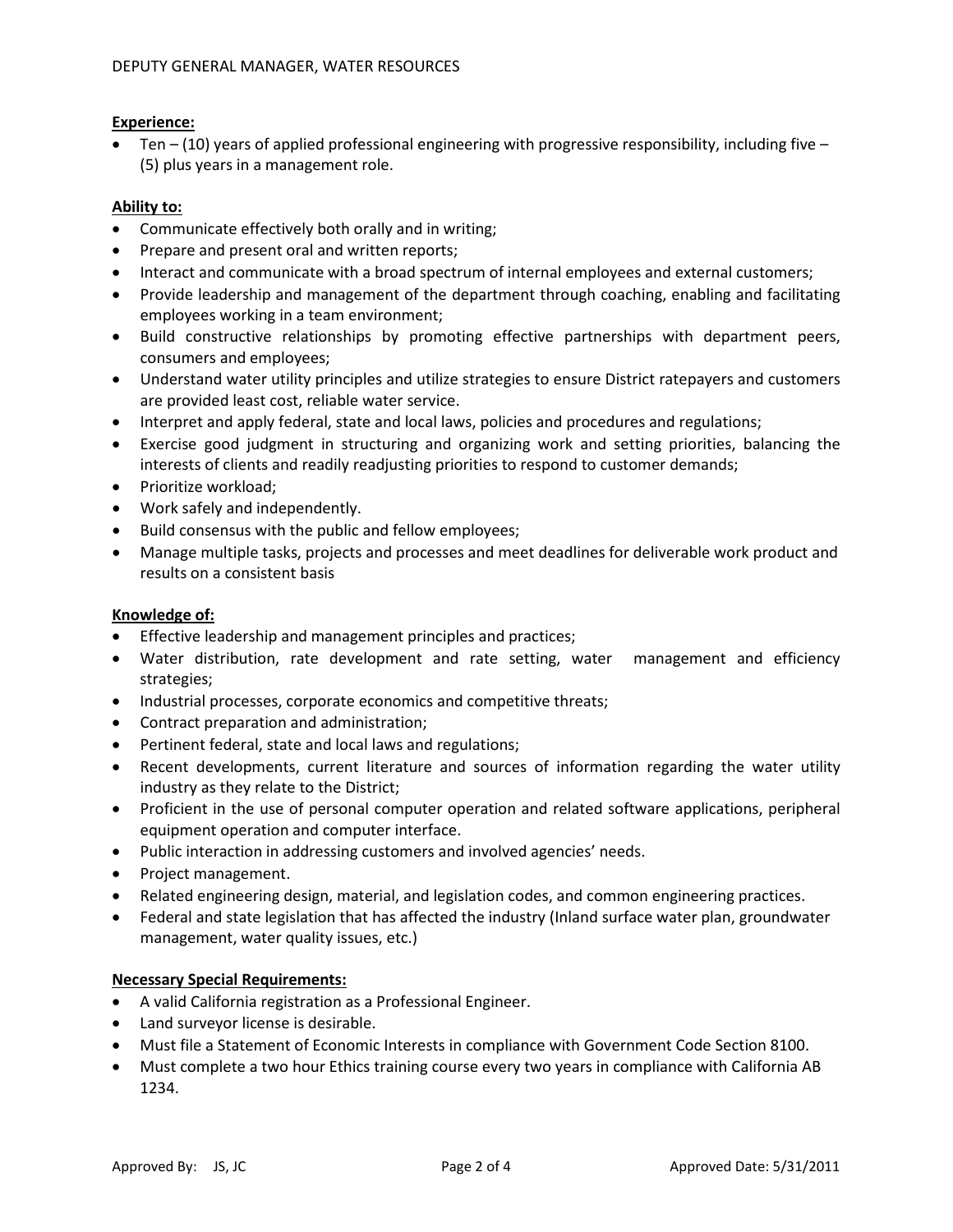**Experience:**

- Ten – (10) years of applied professional engineering with progressive responsibility, including five – (5) plus years in a management role.

**Ability to:**

- Communicate effectively both orally and in writing;
- Prepare and present oral and written reports;
- Interact and communicate with a broad spectrum of internal employees and external customers;
- Provide leadership and management of the department through coaching, enabling and facilitating employees working in a team environment;
- Build constructive relationships by promoting effective partnerships with department peers, consumers and employees;
- Understand water utility principles and utilize strategies to ensure District ratepayers and customers are provided least cost, reliable water service.
- Interpret and apply federal, state and local laws, policies and procedures and regulations;
- Exercise good judgment in structuring and organizing work and setting priorities, balancing the interests of clients and readily readjusting priorities to respond to customer demands;
- Prioritize workload;
- Work safely and independently.
- Build consensus with the public and fellow employees;
- Manage multiple tasks, projects and processes and meet deadlines for deliverable work product and results on a consistent basis

**Knowledge of:**

- Effective leadership and management principles and practices;
- Water distribution, rate development and rate setting, water management and efficiency strategies;
- Industrial processes, corporate economics and competitive threats;
- Contract preparation and administration;
- Pertinent federal, state and local laws and regulations;
- Recent developments, current literature and sources of information regarding the water utility industry as they relate to the District;
- Proficient in the use of personal computer operation and related software applications, peripheral equipment operation and computer interface.
- Public interaction in addressing customers and involved agencies' needs.
- Project management.
- Related engineering design, material, and legislation codes, and common engineering practices.
- Federal and state legislation that has affected the industry (Inland surface water plan, groundwater management, water quality issues, etc.)

**Necessary Special Requirements:**

- A valid California registration as a Professional Engineer.
- Land surveyor license is desirable.
- Must file a Statement of Economic Interests in compliance with Government Code Section 8100.
- Must complete a two hour Ethics training course every two years in compliance with California AB 1234.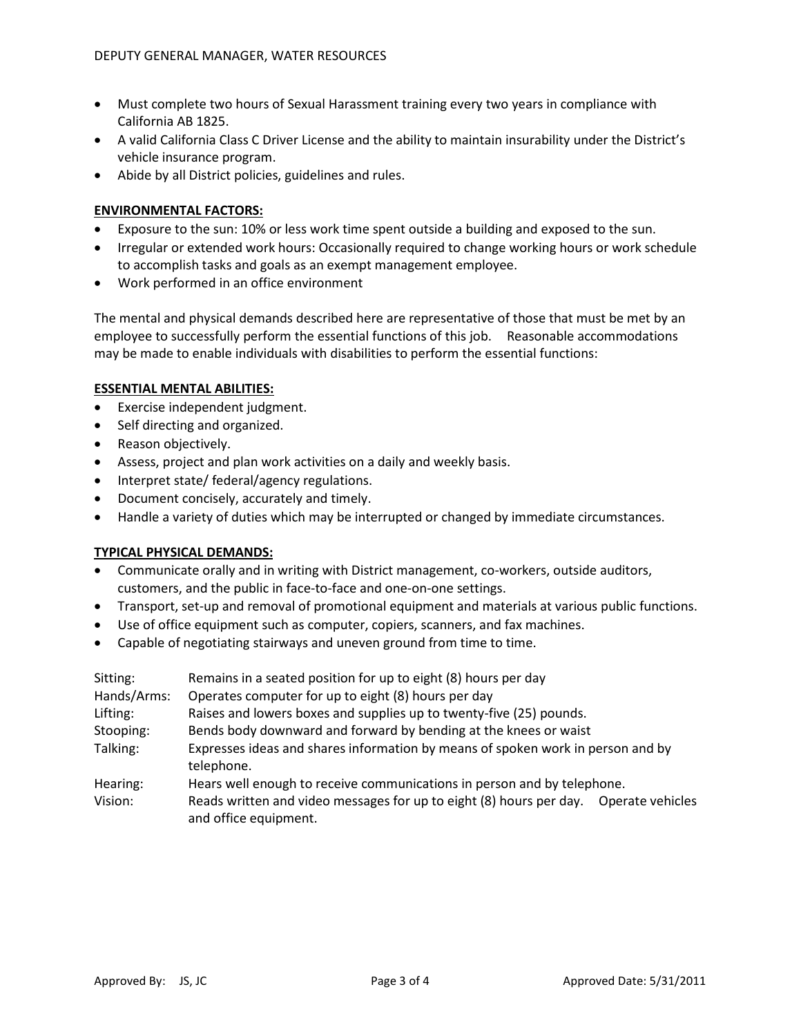- Must complete two hours of Sexual Harassment training every two years in compliance with California AB 1825.
- A valid California Class C Driver License and the ability to maintain insurability under the District's vehicle insurance program.
- Abide by all District policies, guidelines and rules.

**ENVIRONMENTAL FACTORS:**

- Exposure to the sun: 10% or less work time spent outside a building and exposed to the sun.
- Irregular or extended work hours: Occasionally required to change working hours or work schedule to accomplish tasks and goals as an exempt management employee.
- Work performed in an office environment

The mental and physical demands described here are representative of those that must be met by an employee to successfully perform the essential functions of this job. Reasonable accommodations may be made to enable individuals with disabilities to perform the essential functions:

**ESSENTIAL MENTAL ABILITIES:**

- Exercise independent judgment.
- Self directing and organized.
- Reason objectively.
- Assess, project and plan work activities on a daily and weekly basis.
- Interpret state/ federal/agency regulations.
- Document concisely, accurately and timely.
- Handle a variety of duties which may be interrupted or changed by immediate circumstances.

**TYPICAL PHYSICAL DEMANDS:**

- Communicate orally and in writing with District management, co-workers, outside auditors, customers, and the public in face-to-face and one-on-one settings.
- Transport, set-up and removal of promotional equipment and materials at various public functions.
- Use of office equipment such as computer, copiers, scanners, and fax machines.
- Capable of negotiating stairways and uneven ground from time to time.

Sitting: Remains in a seated position for up to eight (8) hours per day

Hands/Arms: Operates computer for up to eight (8) hours per day

Lifting: Raises and lowers boxes and supplies up to twenty-five (25) pounds.

Stooping: Bends body downward and forward by bending at the knees or waist

Talking: Expresses ideas and shares information by means of spoken work in person and by telephone.

Hearing: Hears well enough to receive communications in person and by telephone.

Vision: Reads written and video messages for up to eight (8) hours per day. Operate vehicles and office equipment.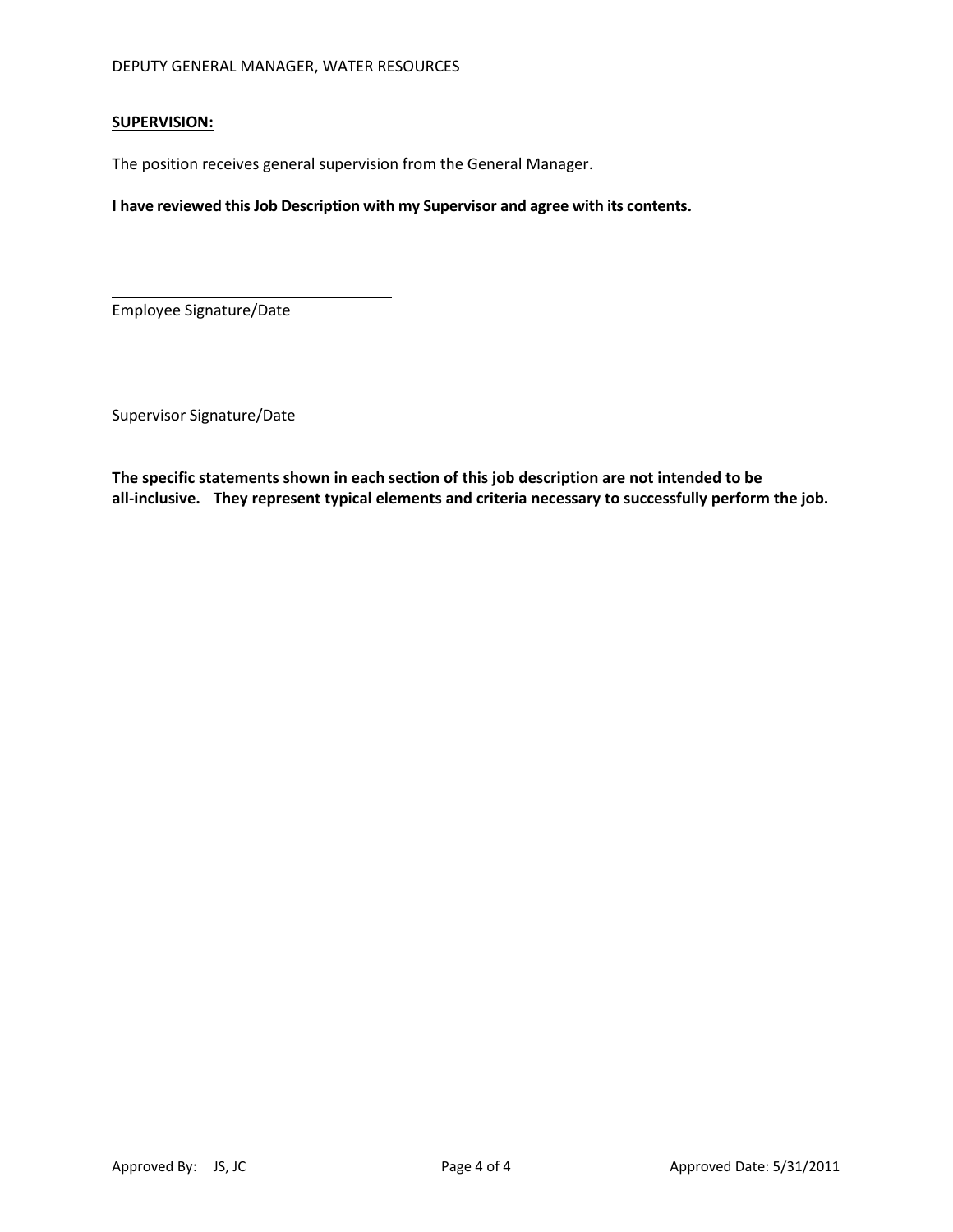## SUPERVISION:

The position receives general supervision from the General Manager.

**I have reviewed this Job Description with my Supervisor and agree with its contents.**

\_\_\_\_\_\_\_\_\_\_\_\_\_\_\_\_\_\_\_\_\_\_\_\_\_\_\_\_\_\_\_\_\_\_\_\_

Employee Signature/Date

\_\_\_\_\_\_\_\_\_\_\_\_\_\_\_\_\_\_\_\_\_\_\_\_\_\_\_\_\_\_\_\_\_\_\_\_

Supervisor Signature/Date

**The specific statements shown in each section of this job description are not intended to be all-inclusive. They represent typical elements and criteria necessary to successfully perform the job.**